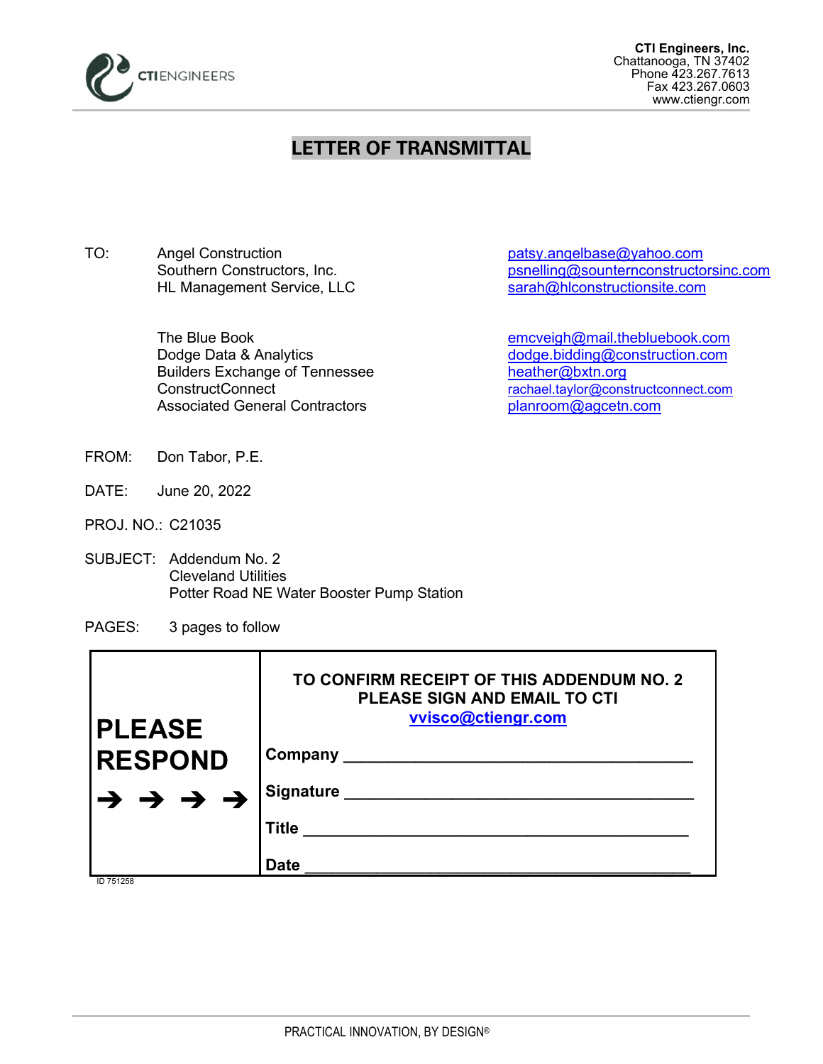CTI ENGINEERS

**CTI Engineers, Inc.**
Chattanooga, TN 37402
Phone 423.267.7613
Fax 423.267.0603
www.ctiengr.com

# LETTER OF TRANSMITTAL

| | | |
|---|---|---|
| TO: | Angel Construction | patsy.angelbase@yahoo.com |
| | Southern Constructors, Inc. | psnelling@sounternconstructorsinc.com |
| | HL Management Service, LLC | sarah@hlconstructionsite.com |
| | The Blue Book | emcveigh@mail.thebluebook.com |
| | Dodge Data & Analytics | dodge.bidding@construction.com |
| | Builders Exchange of Tennessee | heather@bxtn.org |
| | ConstructConnect | rachael.taylor@constructconnect.com |
| | Associated General Contractors | planroom@agcetn.com |

FROM: Don Tabor, P.E.

DATE: June 20, 2022

PROJ. NO.: C21035

SUBJECT: Addendum No. 2
Cleveland Utilities
Potter Road NE Water Booster Pump Station

PAGES: 3 pages to follow

| | |
|---|---|
| **PLEASE RESPOND** → → → → | **TO CONFIRM RECEIPT OF THIS ADDENDUM NO. 2 PLEASE SIGN AND EMAIL TO CTI** **vvisco@ctiengr.com** |
| | **Company** ______________________________ |
| | **Signature** ______________________________ |
| | **Title** ______________________________ |
| | **Date** ______________________________ |

ID 751258

PRACTICAL INNOVATION, BY DESIGN®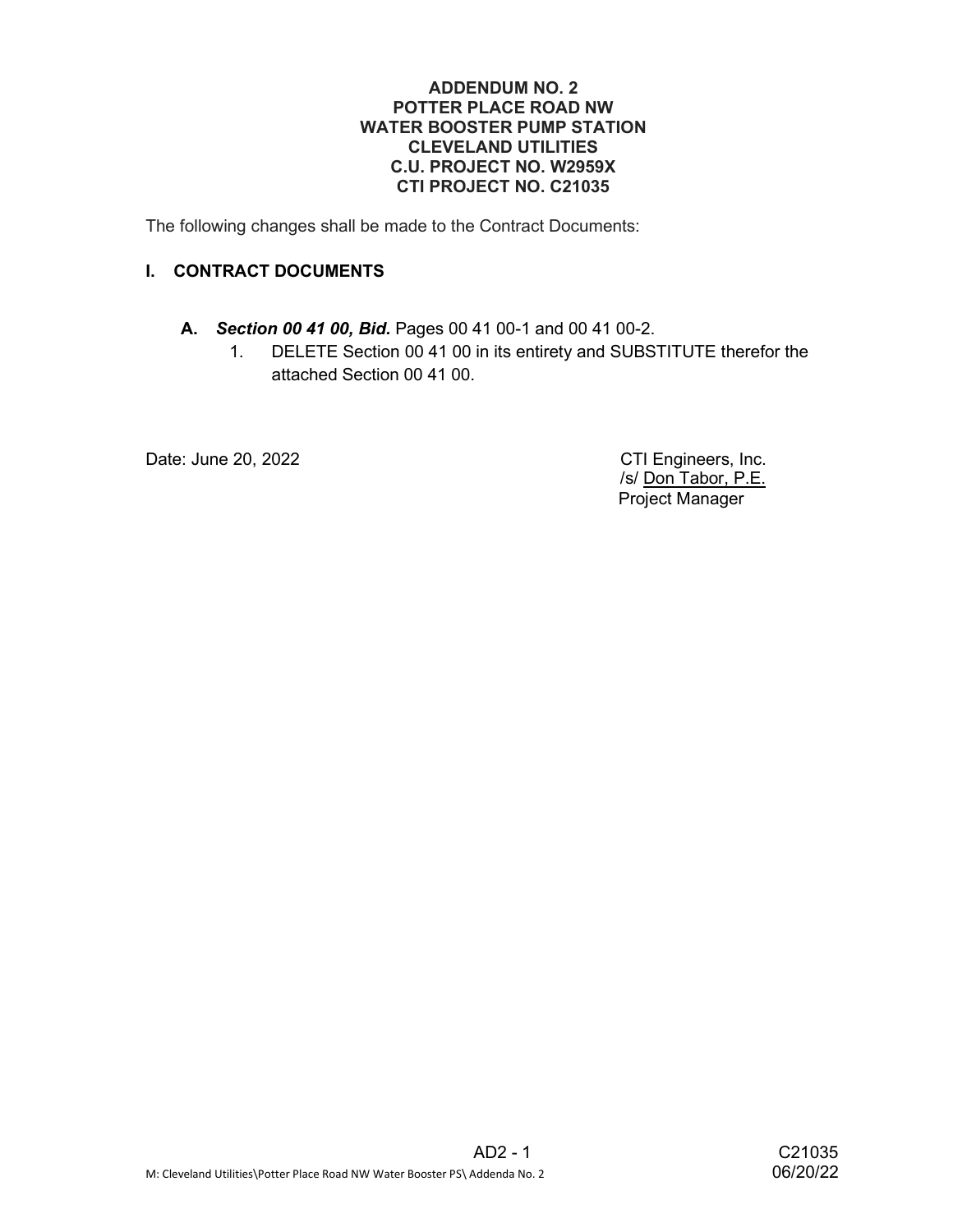**ADDENDUM NO. 2**
**POTTER PLACE ROAD NW**
**WATER BOOSTER PUMP STATION**
**CLEVELAND UTILITIES**
**C.U. PROJECT NO. W2959X**
**CTI PROJECT NO. C21035**

The following changes shall be made to the Contract Documents:

## I. CONTRACT DOCUMENTS

**A.** ***Section 00 41 00, Bid.*** Pages 00 41 00-1 and 00 41 00-2.

1. DELETE Section 00 41 00 in its entirety and SUBSTITUTE therefor the attached Section 00 41 00.

Date: June 20, 2022

CTI Engineers, Inc.
/s/ Don Tabor, P.E.
Project Manager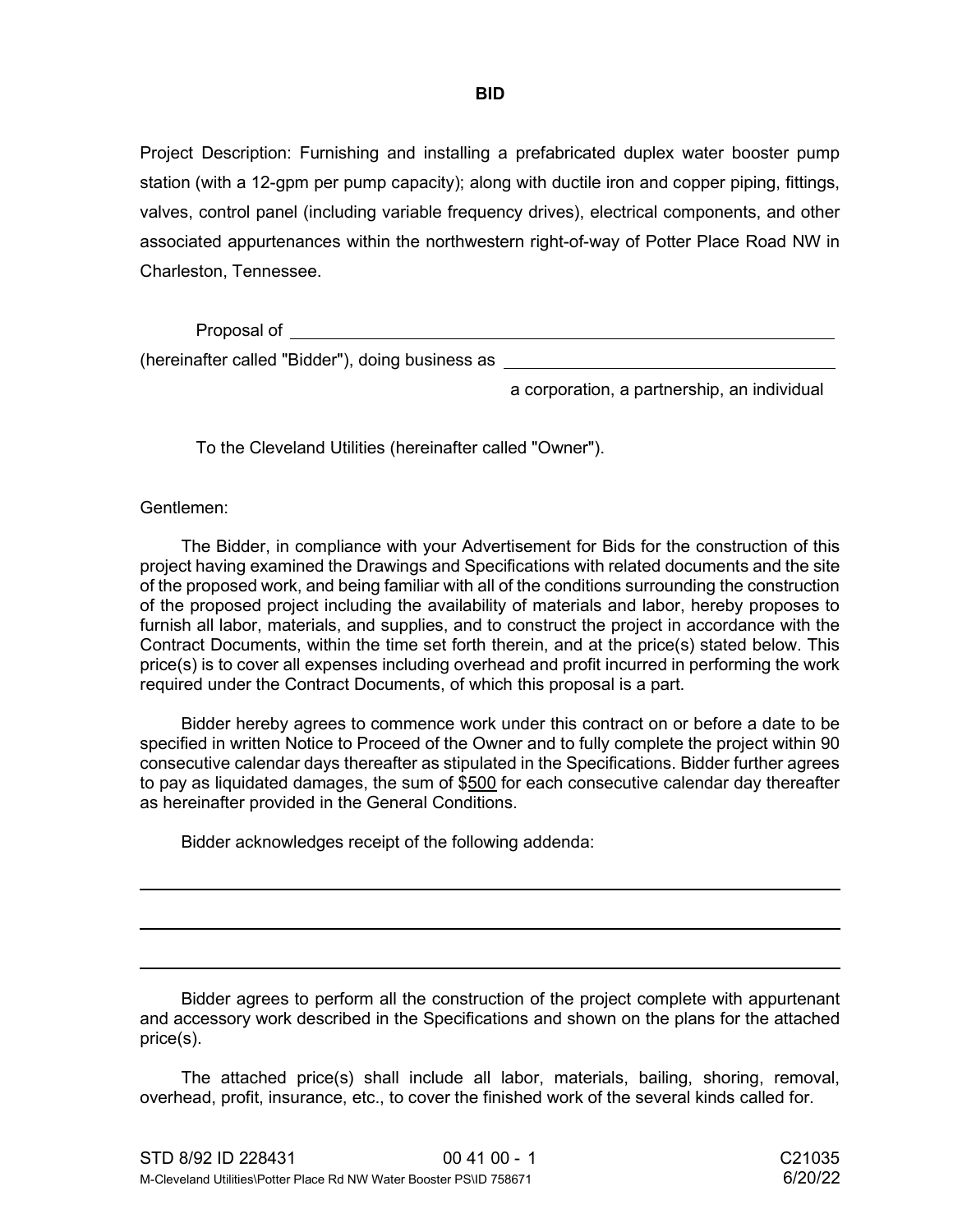# BID

Project Description: Furnishing and installing a prefabricated duplex water booster pump station (with a 12-gpm per pump capacity); along with ductile iron and copper piping, fittings, valves, control panel (including variable frequency drives), electrical components, and other associated appurtenances within the northwestern right-of-way of Potter Place Road NW in Charleston, Tennessee.

Proposal of \_\_\_\_\_\_\_\_\_\_\_\_\_\_\_\_\_\_\_\_\_\_\_\_\_\_\_\_\_\_\_\_\_\_\_\_\_\_\_\_\_\_\_\_

(hereinafter called "Bidder"), doing business as \_\_\_\_\_\_\_\_\_\_\_\_\_\_\_\_\_\_\_\_\_\_\_\_\_\_\_\_\_\_

a corporation, a partnership, an individual

To the Cleveland Utilities (hereinafter called "Owner").

Gentlemen:

The Bidder, in compliance with your Advertisement for Bids for the construction of this project having examined the Drawings and Specifications with related documents and the site of the proposed work, and being familiar with all of the conditions surrounding the construction of the proposed project including the availability of materials and labor, hereby proposes to furnish all labor, materials, and supplies, and to construct the project in accordance with the Contract Documents, within the time set forth therein, and at the price(s) stated below. This price(s) is to cover all expenses including overhead and profit incurred in performing the work required under the Contract Documents, of which this proposal is a part.

Bidder hereby agrees to commence work under this contract on or before a date to be specified in written Notice to Proceed of the Owner and to fully complete the project within 90 consecutive calendar days thereafter as stipulated in the Specifications. Bidder further agrees to pay as liquidated damages, the sum of $500 for each consecutive calendar day thereafter as hereinafter provided in the General Conditions.

Bidder acknowledges receipt of the following addenda:

\_\_\_\_\_\_\_\_\_\_\_\_\_\_\_\_\_\_\_\_\_\_\_\_\_\_\_\_\_\_\_\_\_\_\_\_\_\_\_\_\_\_\_\_\_\_\_\_\_\_\_\_\_\_\_\_\_\_

\_\_\_\_\_\_\_\_\_\_\_\_\_\_\_\_\_\_\_\_\_\_\_\_\_\_\_\_\_\_\_\_\_\_\_\_\_\_\_\_\_\_\_\_\_\_\_\_\_\_\_\_\_\_\_\_\_\_

\_\_\_\_\_\_\_\_\_\_\_\_\_\_\_\_\_\_\_\_\_\_\_\_\_\_\_\_\_\_\_\_\_\_\_\_\_\_\_\_\_\_\_\_\_\_\_\_\_\_\_\_\_\_\_\_\_\_

Bidder agrees to perform all the construction of the project complete with appurtenant and accessory work described in the Specifications and shown on the plans for the attached price(s).

The attached price(s) shall include all labor, materials, bailing, shoring, removal, overhead, profit, insurance, etc., to cover the finished work of the several kinds called for.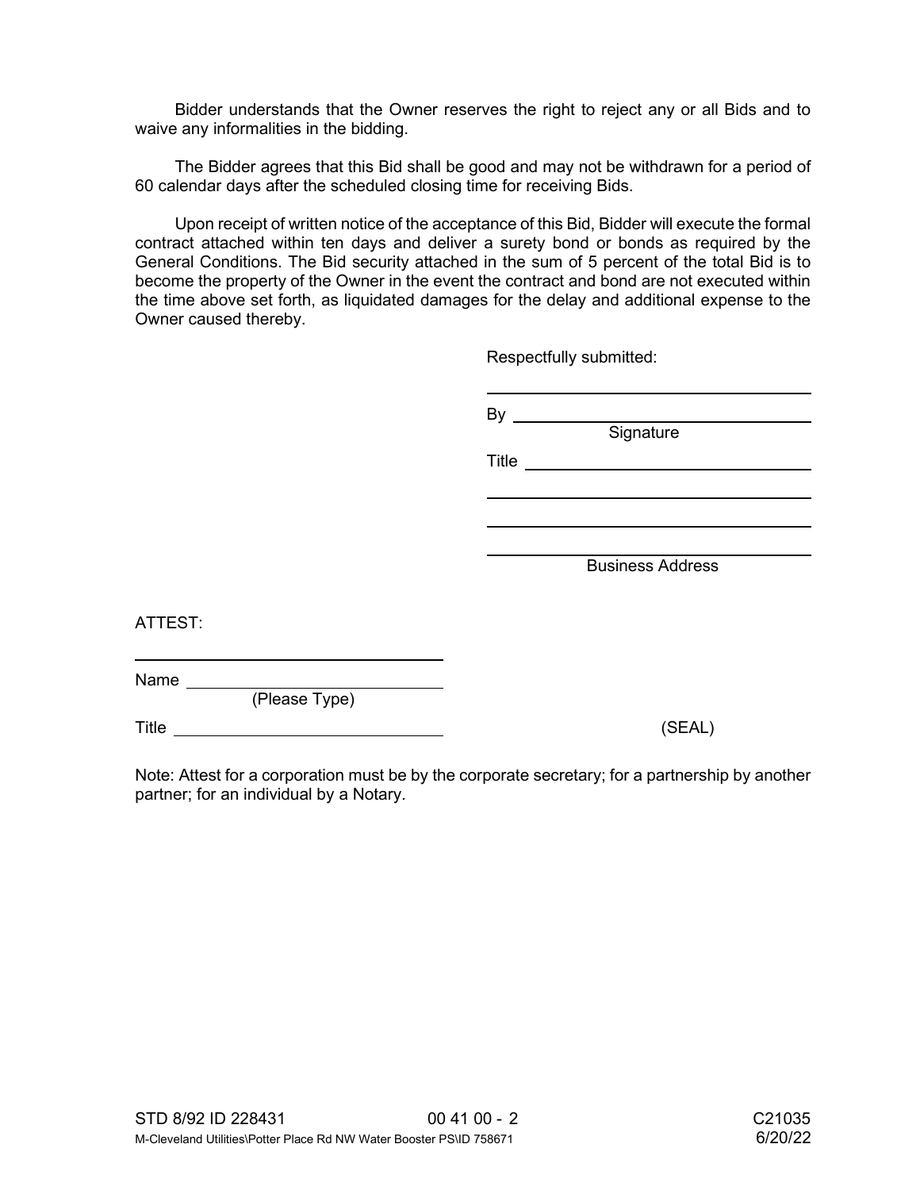Bidder understands that the Owner reserves the right to reject any or all Bids and to waive any informalities in the bidding.

The Bidder agrees that this Bid shall be good and may not be withdrawn for a period of 60 calendar days after the scheduled closing time for receiving Bids.

Upon receipt of written notice of the acceptance of this Bid, Bidder will execute the formal contract attached within ten days and deliver a surety bond or bonds as required by the General Conditions. The Bid security attached in the sum of 5 percent of the total Bid is to become the property of the Owner in the event the contract and bond are not executed within the time above set forth, as liquidated damages for the delay and additional expense to the Owner caused thereby.

Respectfully submitted:

\_\_\_\_\_\_\_\_\_\_\_\_\_\_\_\_\_\_\_\_\_\_\_\_\_\_\_\_\_\_\_\_

By \_\_\_\_\_\_\_\_\_\_\_\_\_\_\_\_\_\_\_\_\_\_\_\_\_\_\_\_\_\_
Signature

Title \_\_\_\_\_\_\_\_\_\_\_\_\_\_\_\_\_\_\_\_\_\_\_\_\_\_\_\_\_

\_\_\_\_\_\_\_\_\_\_\_\_\_\_\_\_\_\_\_\_\_\_\_\_\_\_\_\_\_\_\_\_

\_\_\_\_\_\_\_\_\_\_\_\_\_\_\_\_\_\_\_\_\_\_\_\_\_\_\_\_\_\_\_\_

\_\_\_\_\_\_\_\_\_\_\_\_\_\_\_\_\_\_\_\_\_\_\_\_\_\_\_\_\_\_\_\_
Business Address

ATTEST:

\_\_\_\_\_\_\_\_\_\_\_\_\_\_\_\_\_\_\_\_\_\_\_\_\_\_\_\_\_\_\_\_

Name \_\_\_\_\_\_\_\_\_\_\_\_\_\_\_\_\_\_\_\_\_\_\_\_\_\_\_\_
(Please Type)

Title \_\_\_\_\_\_\_\_\_\_\_\_\_\_\_\_\_\_\_\_\_\_\_\_\_\_\_\_\_ (SEAL)

Note: Attest for a corporation must be by the corporate secretary; for a partnership by another partner; for an individual by a Notary.